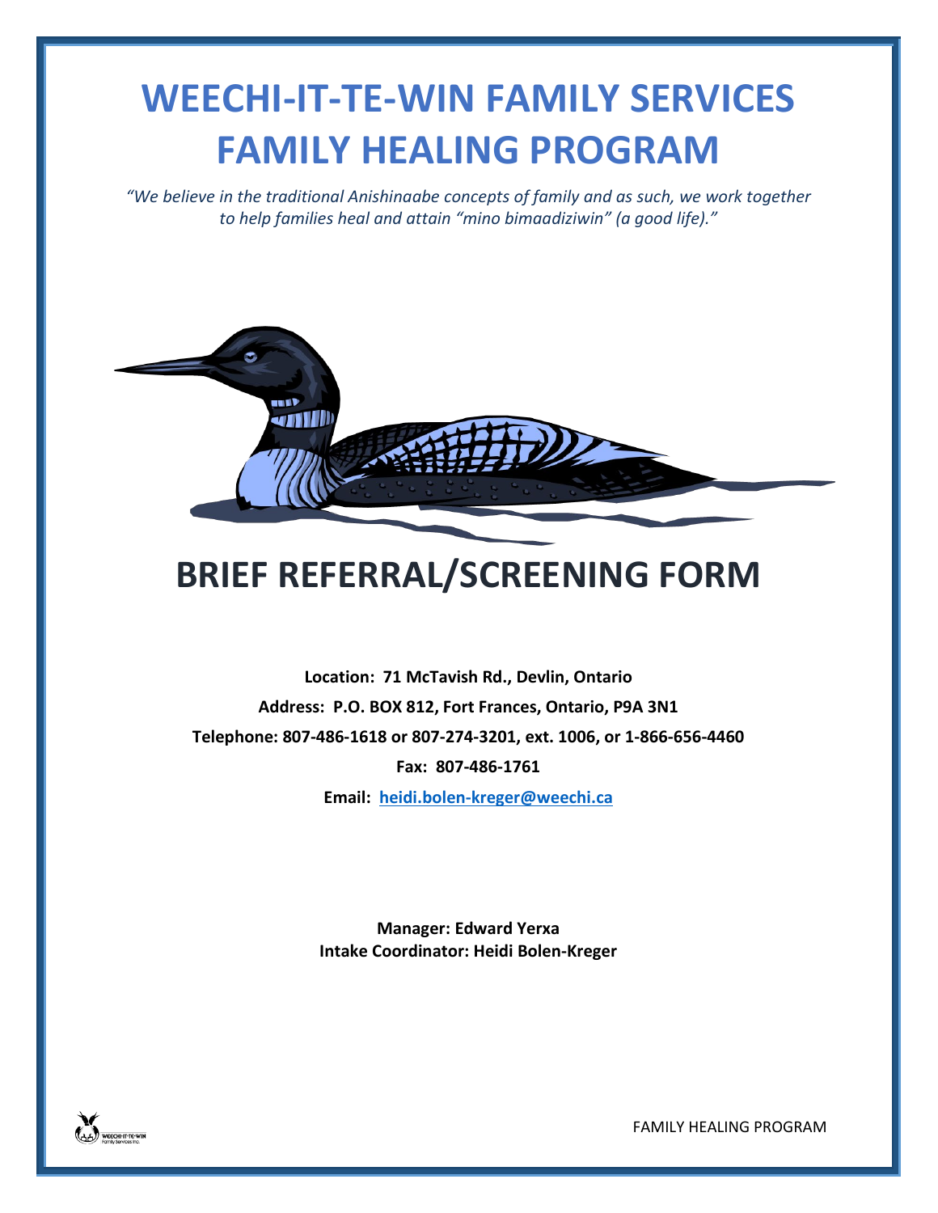# WEECHI-IT-TE-WIN FAMILY SERVICES FAMILY HEALING PROGRAM

*"We believe in the traditional Anishinaabe concepts of family and as such, we work together to help families heal and attain "mino bimaadiziwin" (a good life)."*

# BRIEF REFERRAL/SCREENING FORM

**Location: 71 McTavish Rd., Devlin, Ontario**

**Address: P.O. BOX 812, Fort Frances, Ontario, P9A 3N1**

**Telephone: 807-486-1618 or 807-274-3201, ext. 1006, or 1-866-656-4460**

**Fax: 807-486-1761**

**Email: heidi.bolen-kreger@weechi.ca**

**Manager: Edward Yerxa**
**Intake Coordinator: Heidi Bolen-Kreger**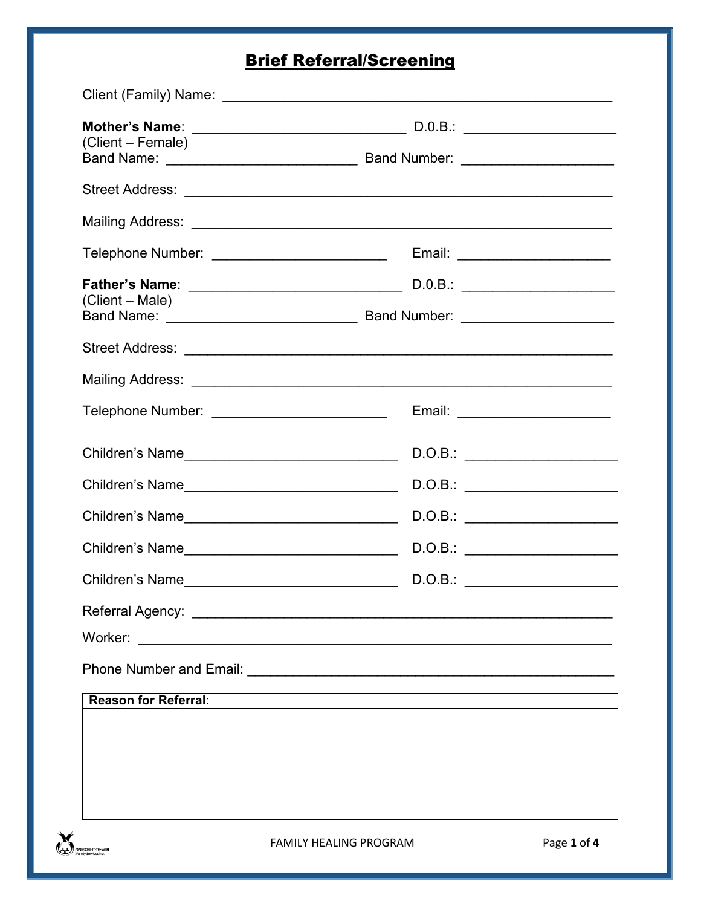# Brief Referral/Screening

Client (Family) Name: ____________________________________________________

**Mother's Name**: ____________________________ D.0.B.: ____________________
(Client – Female)
Band Name: __________________________ Band Number: ____________________

Street Address: ________________________________________________________

Mailing Address: _______________________________________________________

Telephone Number: _______________________ Email: ____________________

**Father's Name**: ____________________________ D.0.B.: ____________________
(Client – Male)
Band Name: __________________________ Band Number: ____________________

Street Address: ________________________________________________________

Mailing Address: _______________________________________________________

Telephone Number: _______________________ Email: ____________________

Children's Name____________________________ D.O.B.: ____________________

Children's Name____________________________ D.O.B.: ____________________

Children's Name____________________________ D.O.B.: ____________________

Children's Name____________________________ D.O.B.: ____________________

Children's Name____________________________ D.O.B.: ____________________

Referral Agency: _______________________________________________________

Worker: ______________________________________________________________

Phone Number and Email: ________________________________________________

| **Reason for Referral**: |
|---|
| |

FAMILY HEALING PROGRAM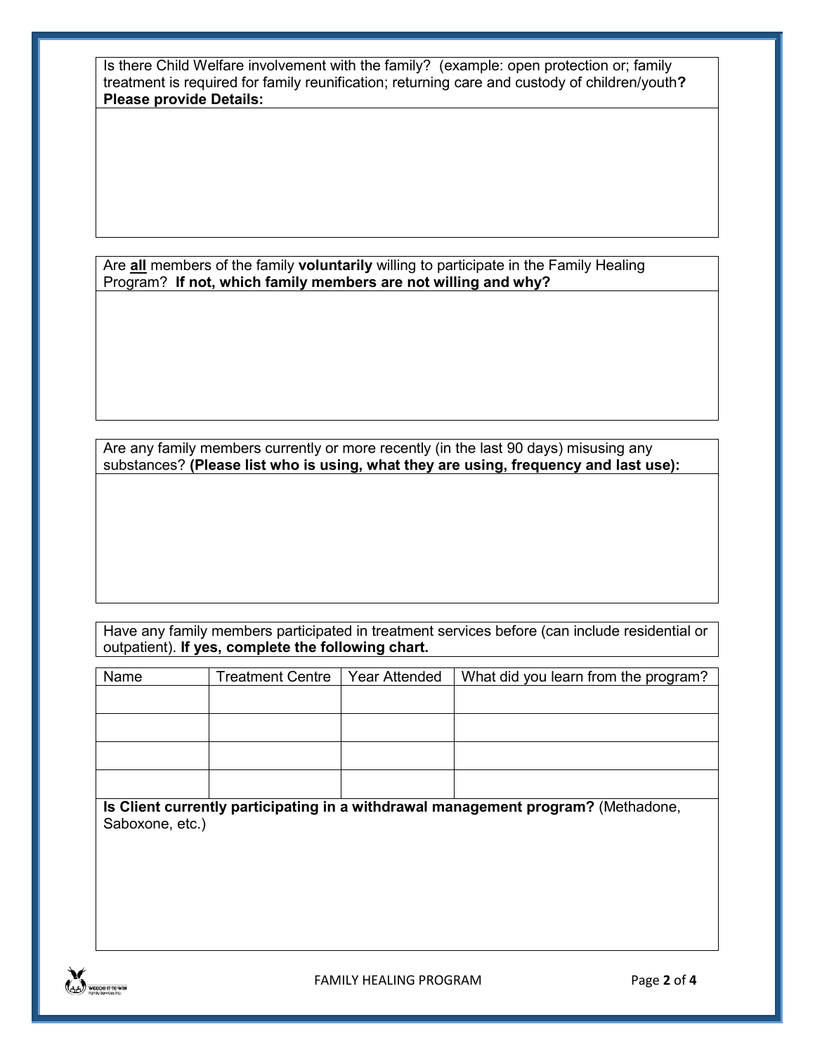Is there Child Welfare involvement with the family? (example: open protection or; family treatment is required for family reunification; returning care and custody of children/youth**?** **Please provide Details:**

Are **all** members of the family **voluntarily** willing to participate in the Family Healing Program? **If not, which family members are not willing and why?**

Are any family members currently or more recently (in the last 90 days) misusing any substances? **(Please list who is using, what they are using, frequency and last use):**

Have any family members participated in treatment services before (can include residential or outpatient). **If yes, complete the following chart.**

| Name | Treatment Centre | Year Attended | What did you learn from the program? |
|---|---|---|---|
| | | | |
| | | | |
| | | | |
| | | | |

**Is Client currently participating in a withdrawal management program?** (Methadone, Saboxone, etc.)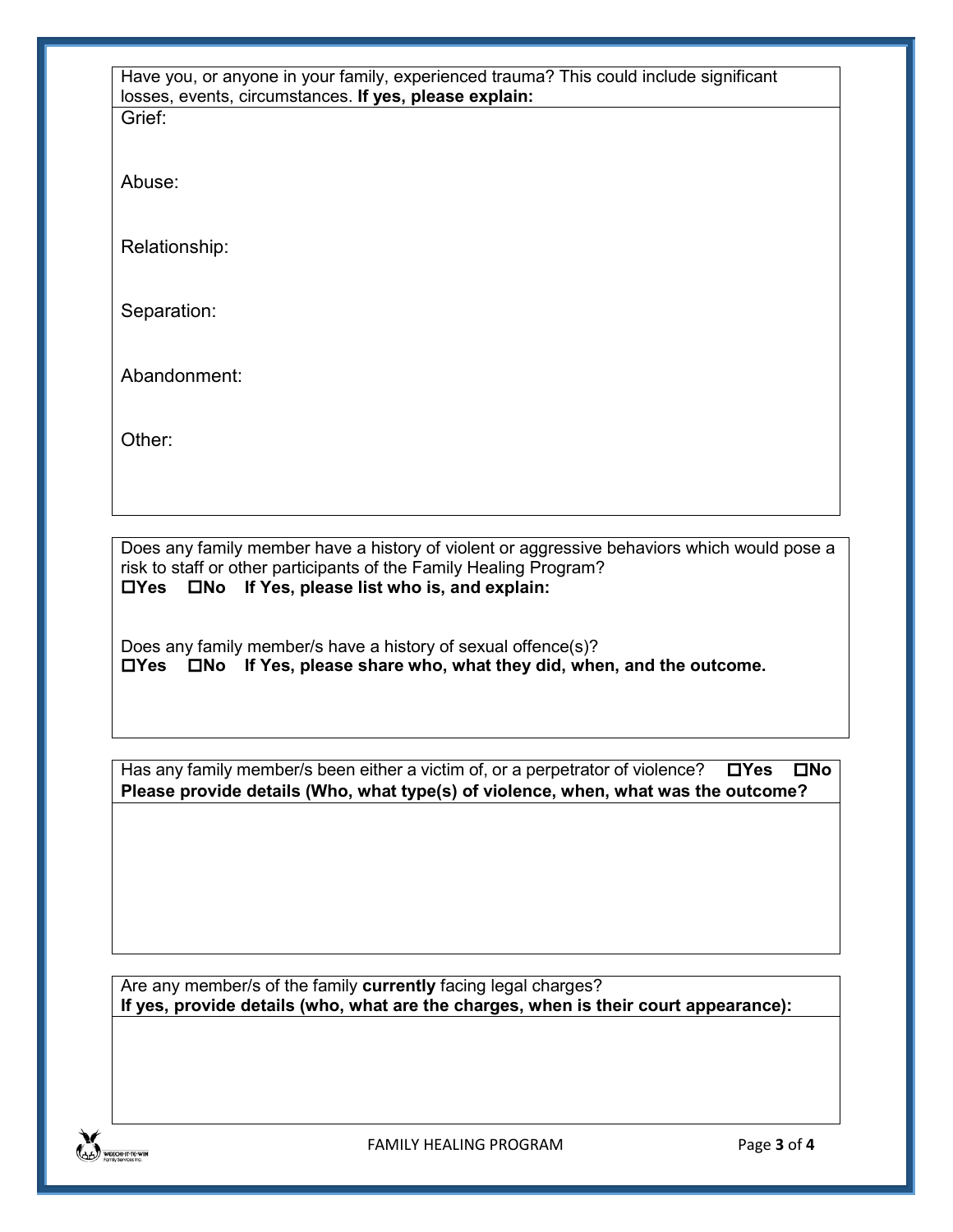Have you, or anyone in your family, experienced trauma? This could include significant losses, events, circumstances. **If yes, please explain:**

Grief:

Abuse:

Relationship:

Separation:

Abandonment:

Other:

Does any family member have a history of violent or aggressive behaviors which would pose a risk to staff or other participants of the Family Healing Program?

**☐Yes ☐No If Yes, please list who is, and explain:**

Does any family member/s have a history of sexual offence(s)?

**☐Yes ☐No If Yes, please share who, what they did, when, and the outcome.**

Has any family member/s been either a victim of, or a perpetrator of violence? **☐Yes ☐No**

**Please provide details (Who, what type(s) of violence, when, what was the outcome?**

Are any member/s of the family **currently** facing legal charges?

**If yes, provide details (who, what are the charges, when is their court appearance):**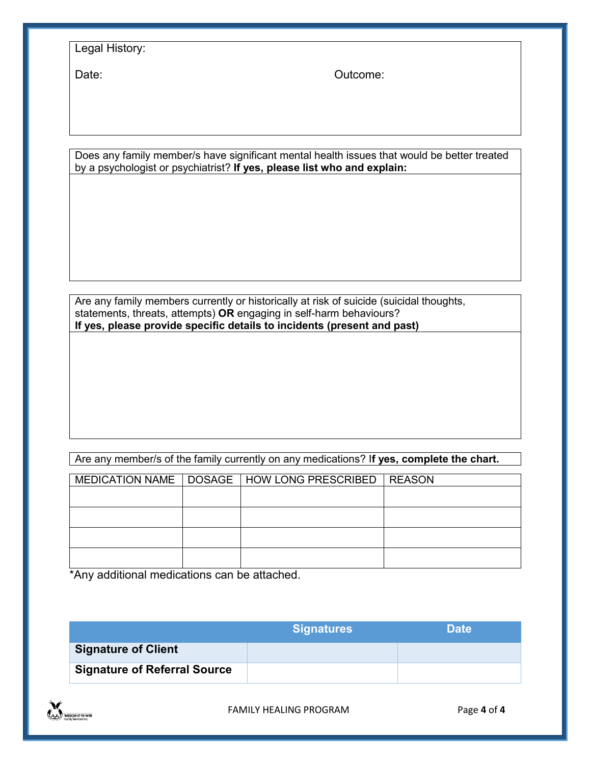Legal History:

Date: Outcome:

Does any family member/s have significant mental health issues that would be better treated by a psychologist or psychiatrist? **If yes, please list who and explain:**

Are any family members currently or historically at risk of suicide (suicidal thoughts, statements, threats, attempts) **OR** engaging in self-harm behaviours?
**If yes, please provide specific details to incidents (present and past)**

Are any member/s of the family currently on any medications? I**f yes, complete the chart.**

| MEDICATION NAME | DOSAGE | HOW LONG PRESCRIBED | REASON |
|---|---|---|---|
| | | | |
| | | | |
| | | | |
| | | | |

*Any additional medications can be attached.

| | Signatures | Date |
|---|---|---|
| **Signature of Client** | | |
| **Signature of Referral Source** | | |